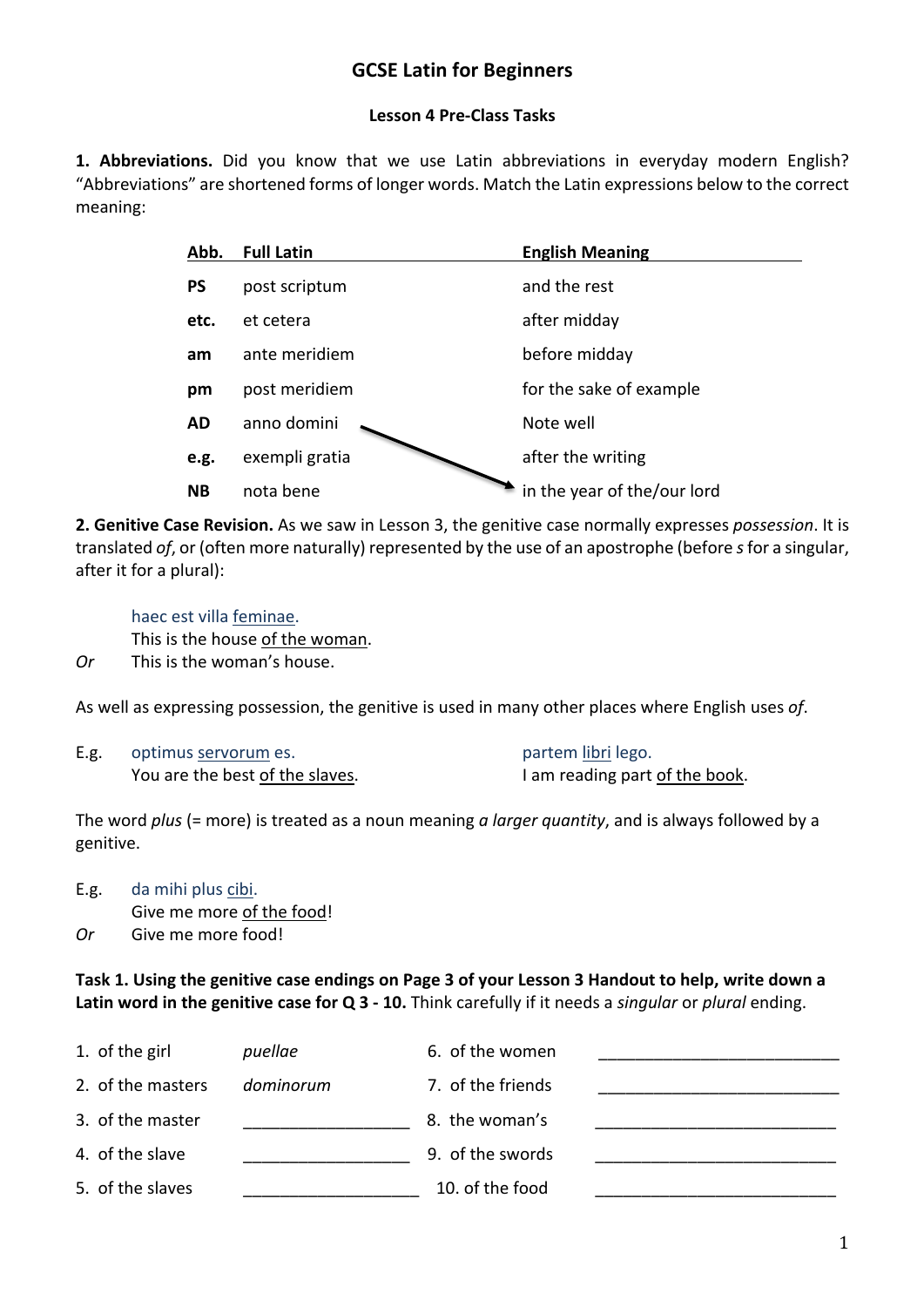# GCSE Latin for Beginners

## Lesson 4 Pre-Class Tasks

**1. Abbreviations.** Did you know that we use Latin abbreviations in everyday modern English? "Abbreviations" are shortened forms of longer words. Match the Latin expressions below to the correct meaning:

| Abb. | Full Latin | English Meaning |
|---|---|---|
| **PS** | post scriptum | and the rest |
| **etc.** | et cetera | after midday |
| **am** | ante meridiem | before midday |
| **pm** | post meridiem | for the sake of example |
| **AD** | anno domini | Note well |
| **e.g.** | exempli gratia | after the writing |
| **NB** | nota bene | in the year of the/our lord |

**2. Genitive Case Revision.** As we saw in Lesson 3, the genitive case normally expresses *possession*. It is translated *of*, or (often more naturally) represented by the use of an apostrophe (before *s* for a singular, after it for a plural):

haec est villa feminae.
This is the house of the woman.
*Or* This is the woman's house.

As well as expressing possession, the genitive is used in many other places where English uses *of*.

E.g. optimus servorum es.
You are the best of the slaves.

partem libri lego.
I am reading part of the book.

The word *plus* (= more) is treated as a noun meaning *a larger quantity*, and is always followed by a genitive.

E.g. da mihi plus cibi.
Give me more of the food!
*Or* Give me more food!

**Task 1. Using the genitive case endings on Page 3 of your Lesson 3 Handout to help, write down a Latin word in the genitive case for Q 3 - 10.** Think carefully if it needs a *singular* or *plural* ending.

1. of the girl *puellae*
2. of the masters *dominorum*
3. of the master ____________
4. of the slave ____________
5. of the slaves ____________
6. of the women ____________
7. of the friends ____________
8. the woman's ____________
9. of the swords ____________
10. of the food ____________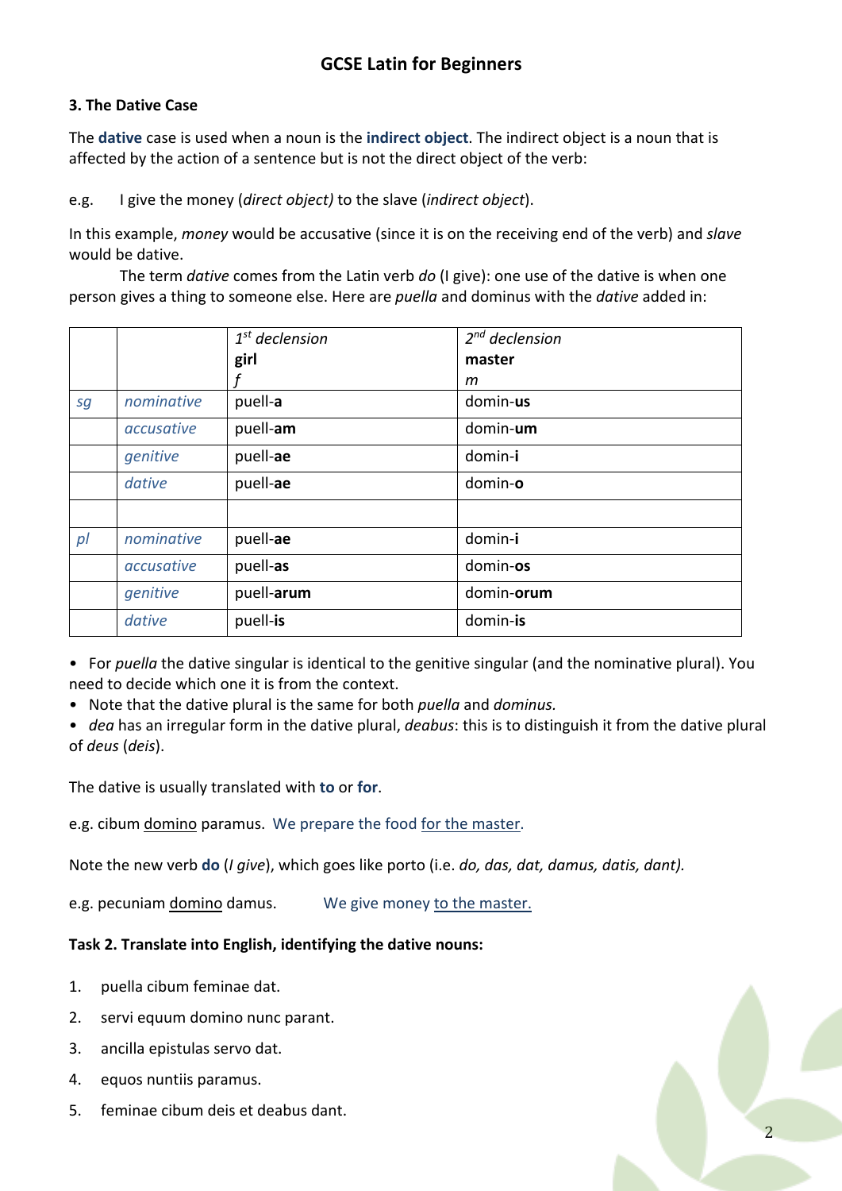# GCSE Latin for Beginners

### 3. The Dative Case

The **dative** case is used when a noun is the **indirect object**. The indirect object is a noun that is affected by the action of a sentence but is not the direct object of the verb:

e.g. I give the money (*direct object)* to the slave (*indirect object*).

In this example, *money* would be accusative (since it is on the receiving end of the verb) and *slave* would be dative.

The term *dative* comes from the Latin verb *do* (I give): one use of the dative is when one person gives a thing to someone else. Here are *puella* and dominus with the *dative* added in:

| | | *1st declension* **girl** *f* | *2nd declension* **master** *m* |
|---|---|---|---|
| *sg* | *nominative* | puell-**a** | domin-**us** |
| | *accusative* | puell-**am** | domin-**um** |
| | *genitive* | puell-**ae** | domin-**i** |
| | *dative* | puell-**ae** | domin-**o** |
| | | | |
| *pl* | *nominative* | puell-**ae** | domin-**i** |
| | *accusative* | puell-**as** | domin-**os** |
| | *genitive* | puell-**arum** | domin-**orum** |
| | *dative* | puell-**is** | domin-**is** |

- For *puella* the dative singular is identical to the genitive singular (and the nominative plural). You need to decide which one it is from the context.
- Note that the dative plural is the same for both *puella* and *dominus.*
- *dea* has an irregular form in the dative plural, *deabus*: this is to distinguish it from the dative plural of *deus* (*deis*).

The dative is usually translated with **to** or **for**.

e.g. cibum domino paramus. We prepare the food for the master.

Note the new verb **do** (*I give*), which goes like porto (i.e. *do, das, dat, damus, datis, dant).*

e.g. pecuniam domino damus. We give money to the master.

**Task 2. Translate into English, identifying the dative nouns:**

1. puella cibum feminae dat.
2. servi equum domino nunc parant.
3. ancilla epistulas servo dat.
4. equos nuntiis paramus.
5. feminae cibum deis et deabus dant.